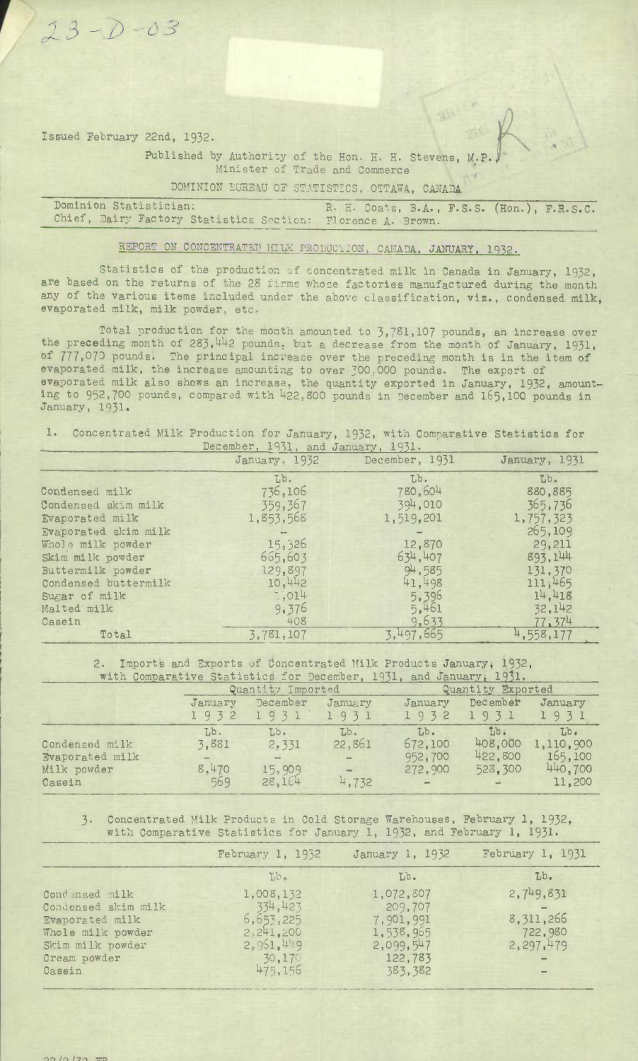23-D-03

Issued February 22nd, 1932.

Published by Authority of the Hon. H. H. Stevens, M.P.
Minister of Trade and Commerce

DOMINION BUREAU OF STATISTICS, OTTAWA, CANADA

Dominion Statistician: R. H. Coats, B.A., F.S.S. (Hon.), F.R.S.C.
Chief, Dairy Factory Statistics Section: Florence A. Brown.

## REPORT ON CONCENTRATED MILK PRODUCTION, CANADA, JANUARY, 1932.

Statistics of the production of concentrated milk in Canada in January, 1932, are based on the returns of the 28 firms whose factories manufactured during the month any of the various items included under the above classification, viz., condensed milk, evaporated milk, milk powder, etc.

Total production for the month amounted to 3,781,107 pounds, an increase over the preceding month of 283,442 pounds, but a decrease from the month of January, 1931, of 777,070 pounds. The principal increase over the preceding month is in the item of evaporated milk, the increase amounting to over 300,000 pounds. The export of evaporated milk also shows an increase, the quantity exported in January, 1932, amounting to 952,700 pounds, compared with 422,800 pounds in December and 165,100 pounds in January, 1931.

1. Concentrated Milk Production for January, 1932, with Comparative Statistics for December, 1931, and January, 1931.

| | January, 1932 | December, 1931 | January, 1931 |
|---|---|---|---|
| | Lb. | Lb. | Lb. |
| Condensed milk | 736,106 | 780,604 | 880,885 |
| Condensed skim milk | 359,367 | 394,010 | 365,736 |
| Evaporated milk | 1,853,568 | 1,519,201 | 1,757,323 |
| Evaporated skim milk | - | - | 265,109 |
| Whole milk powder | 15,326 | 12,870 | 29,211 |
| Skim milk powder | 665,603 | 634,407 | 893,144 |
| Buttermilk powder | 129,897 | 94,585 | 131,370 |
| Condensed buttermilk | 10,442 | 41,498 | 111,465 |
| Sugar of milk | 1,014 | 5,396 | 14,418 |
| Malted milk | 9,376 | 5,461 | 32,142 |
| Casein | 408 | 9,633 | 77,374 |
| Total | 3,781,107 | 3,497,665 | 4,558,177 |

2. Imports and Exports of Concentrated Milk Products January, 1932, with Comparative Statistics for December, 1931, and January, 1931.

| | Quantity Imported | | | Quantity Exported | | |
|---|---|---|---|---|---|---|
| | January 1932 | December 1931 | January 1931 | January 1932 | December 1931 | January 1931 |
| | Lb. | Lb. | Lb. | Lb. | Lb. | Lb. |
| Condensed milk | 3,881 | 2,331 | 22,861 | 672,100 | 408,000 | 1,110,900 |
| Evaporated milk | - | - | - | 952,700 | 422,800 | 165,100 |
| Milk powder | 8,470 | 15,909 | - | 272,900 | 528,300 | 440,700 |
| Casein | 569 | 28,164 | 4,732 | - | - | 11,200 |

3. Concentrated Milk Products in Cold Storage Warehouses, February 1, 1932, with Comparative Statistics for January 1, 1932, and February 1, 1931.

| | February 1, 1932 | January 1, 1932 | February 1, 1931 |
|---|---|---|---|
| | Lb. | Lb. | Lb. |
| Condensed milk | 1,008,132 | 1,072,807 | 2,749,831 |
| Condensed skim milk | 334,423 | 209,707 | - |
| Evaporated milk | 6,653,225 | 7,901,991 | 8,311,266 |
| Whole milk powder | 2,241,200 | 1,538,965 | 722,980 |
| Skim milk powder | 2,961,449 | 2,099,547 | 2,297,479 |
| Cream powder | 30,170 | 122,783 | - |
| Casein | 475,156 | 383,382 | - |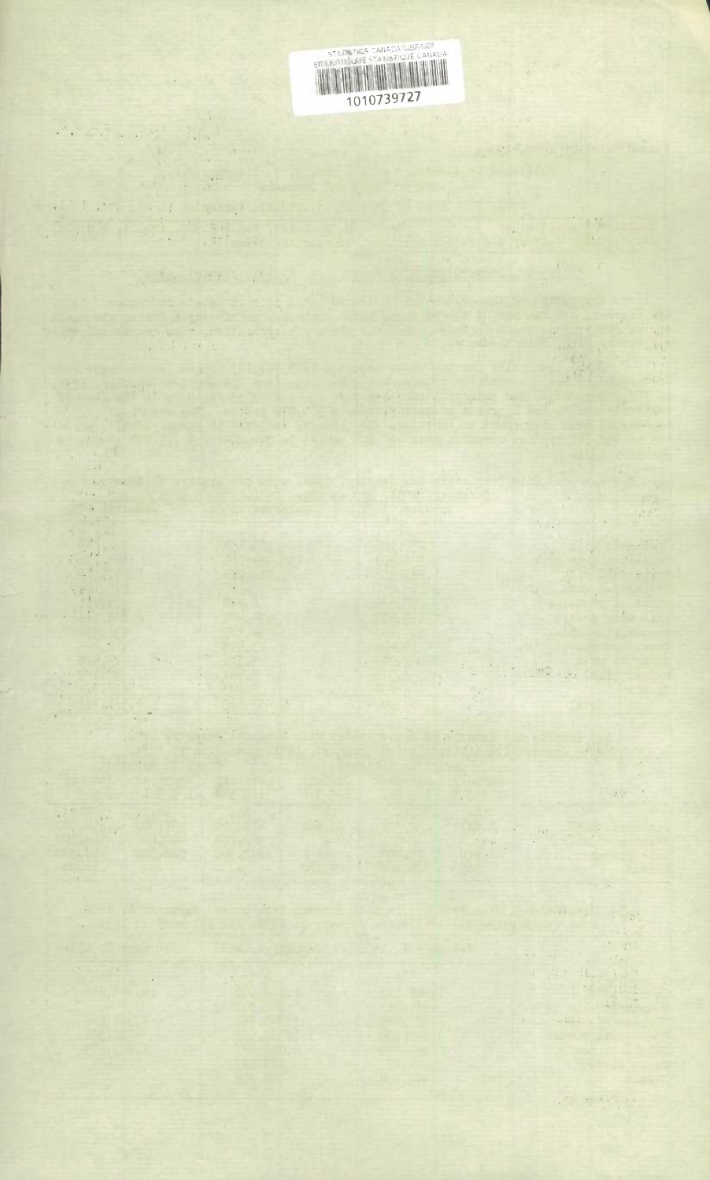STATISTICS CANADA LIBRARY
BIBLIOTHÈQUE STATISTIQUE CANADA

1010739727